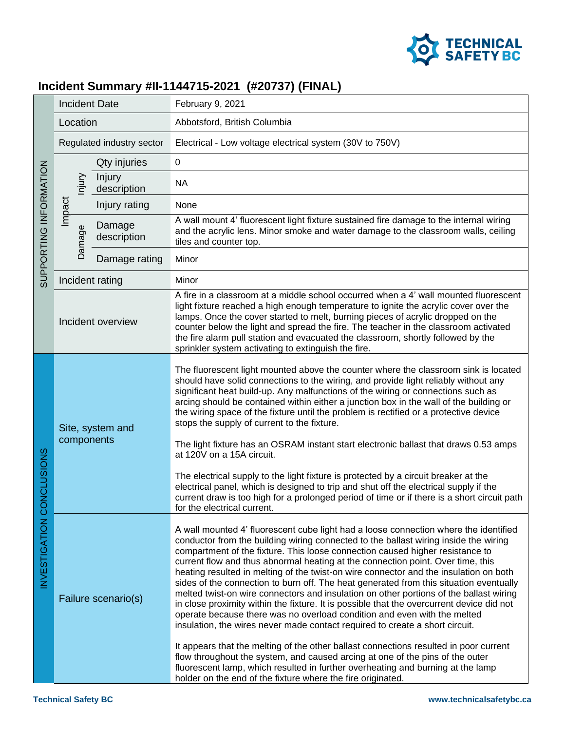# Incident Summary #II-1144715-2021 (#20737) (FINAL)

| Section | Field | | Details |
|---|---|---|---|
| SUPPORTING INFORMATION | Incident Date | | February 9, 2021 |
| | Location | | Abbotsford, British Columbia |
| | Regulated industry sector | | Electrical - Low voltage electrical system (30V to 750V) |
| | Impact – Injury | Qty injuries | 0 |
| | | Injury description | NA |
| | | Injury rating | None |
| | Impact – Damage | Damage description | A wall mount 4' fluorescent light fixture sustained fire damage to the internal wiring and the acrylic lens. Minor smoke and water damage to the classroom walls, ceiling tiles and counter top. |
| | | Damage rating | Minor |
| | Incident rating | | Minor |
| | Incident overview | | A fire in a classroom at a middle school occurred when a 4' wall mounted fluorescent light fixture reached a high enough temperature to ignite the acrylic cover over the lamps. Once the cover started to melt, burning pieces of acrylic dropped on the counter below the light and spread the fire. The teacher in the classroom activated the fire alarm pull station and evacuated the classroom, shortly followed by the sprinkler system activating to extinguish the fire. |
| INVESTIGATION CONCLUSIONS | Site, system and components | | The fluorescent light mounted above the counter where the classroom sink is located should have solid connections to the wiring, and provide light reliably without any significant heat build-up. Any malfunctions of the wiring or connections such as arcing should be contained within either a junction box in the wall of the building or the wiring space of the fixture until the problem is rectified or a protective device stops the supply of current to the fixture.<br><br>The light fixture has an OSRAM instant start electronic ballast that draws 0.53 amps at 120V on a 15A circuit.<br><br>The electrical supply to the light fixture is protected by a circuit breaker at the electrical panel, which is designed to trip and shut off the electrical supply if the current draw is too high for a prolonged period of time or if there is a short circuit path for the electrical current. |
| | Failure scenario(s) | | A wall mounted 4' fluorescent cube light had a loose connection where the identified conductor from the building wiring connected to the ballast wiring inside the wiring compartment of the fixture. This loose connection caused higher resistance to current flow and thus abnormal heating at the connection point. Over time, this heating resulted in melting of the twist-on wire connector and the insulation on both sides of the connection to burn off. The heat generated from this situation eventually melted twist-on wire connectors and insulation on other portions of the ballast wiring in close proximity within the fixture. It is possible that the overcurrent device did not operate because there was no overload condition and even with the melted insulation, the wires never made contact required to create a short circuit.<br><br>It appears that the melting of the other ballast connections resulted in poor current flow throughout the system, and caused arcing at one of the pins of the outer fluorescent lamp, which resulted in further overheating and burning at the lamp holder on the end of the fixture where the fire originated. |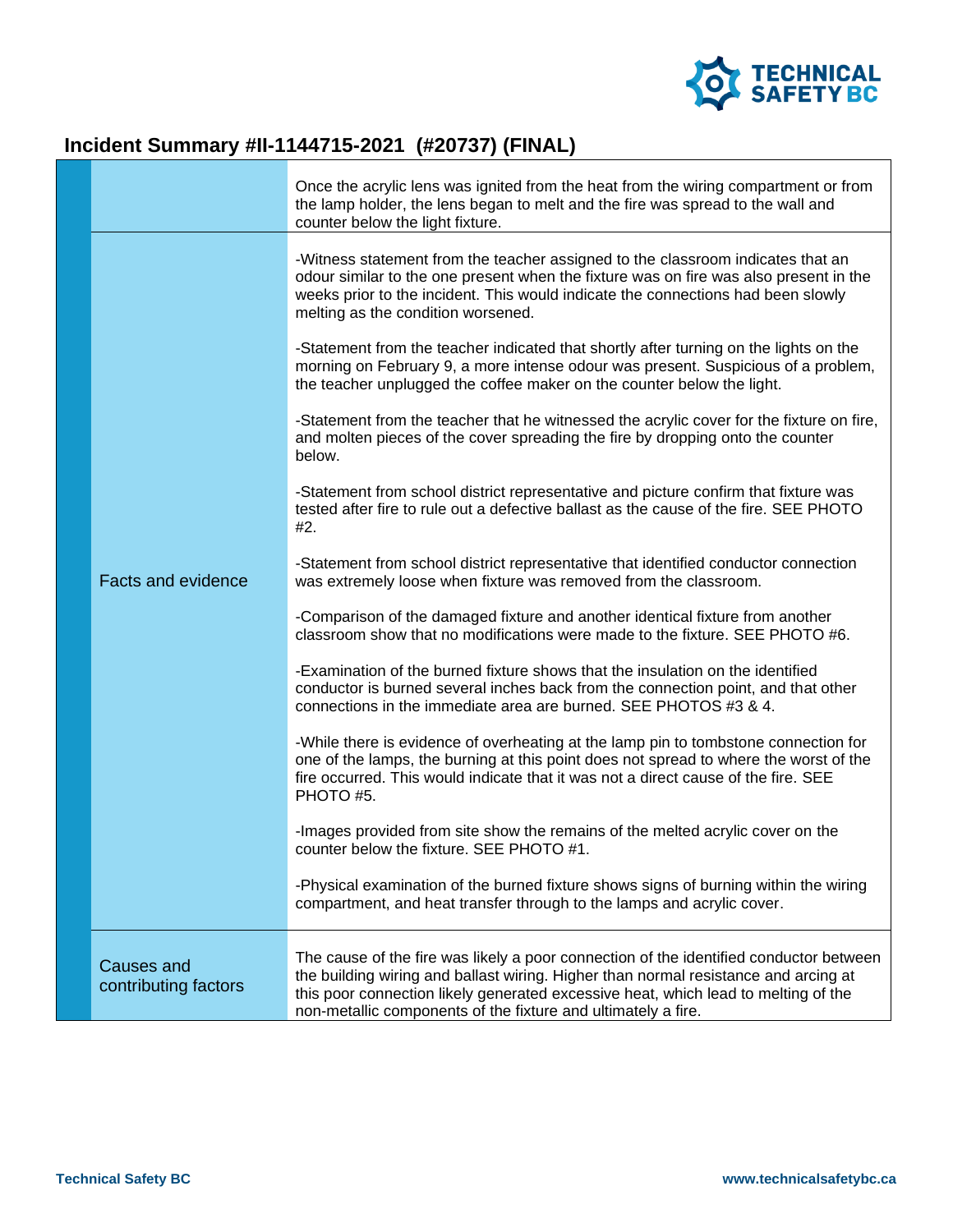## Incident Summary #II-1144715-2021 (#20737) (FINAL)

| | |
|---|---|
| | Once the acrylic lens was ignited from the heat from the wiring compartment or from the lamp holder, the lens began to melt and the fire was spread to the wall and counter below the light fixture. |
| Facts and evidence | -Witness statement from the teacher assigned to the classroom indicates that an odour similar to the one present when the fixture was on fire was also present in the weeks prior to the incident. This would indicate the connections had been slowly melting as the condition worsened.<br><br>-Statement from the teacher indicated that shortly after turning on the lights on the morning on February 9, a more intense odour was present. Suspicious of a problem, the teacher unplugged the coffee maker on the counter below the light.<br><br>-Statement from the teacher that he witnessed the acrylic cover for the fixture on fire, and molten pieces of the cover spreading the fire by dropping onto the counter below.<br><br>-Statement from school district representative and picture confirm that fixture was tested after fire to rule out a defective ballast as the cause of the fire. SEE PHOTO #2.<br><br>-Statement from school district representative that identified conductor connection was extremely loose when fixture was removed from the classroom.<br><br>-Comparison of the damaged fixture and another identical fixture from another classroom show that no modifications were made to the fixture. SEE PHOTO #6.<br><br>-Examination of the burned fixture shows that the insulation on the identified conductor is burned several inches back from the connection point, and that other connections in the immediate area are burned. SEE PHOTOS #3 & 4.<br><br>-While there is evidence of overheating at the lamp pin to tombstone connection for one of the lamps, the burning at this point does not spread to where the worst of the fire occurred. This would indicate that it was not a direct cause of the fire. SEE PHOTO #5.<br><br>-Images provided from site show the remains of the melted acrylic cover on the counter below the fixture. SEE PHOTO #1.<br><br>-Physical examination of the burned fixture shows signs of burning within the wiring compartment, and heat transfer through to the lamps and acrylic cover. |
| Causes and contributing factors | The cause of the fire was likely a poor connection of the identified conductor between the building wiring and ballast wiring. Higher than normal resistance and arcing at this poor connection likely generated excessive heat, which lead to melting of the non-metallic components of the fixture and ultimately a fire. |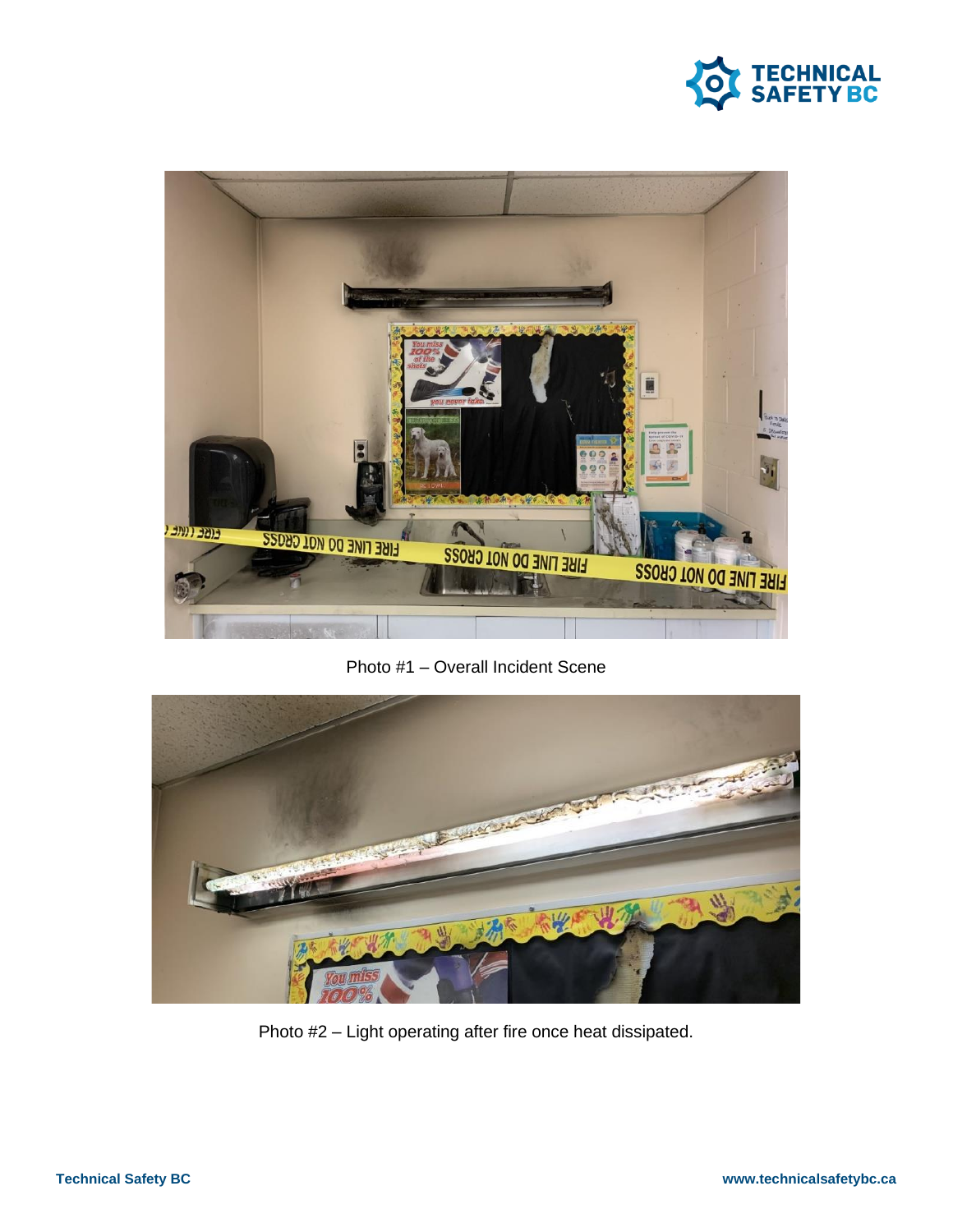Photo #1 – Overall Incident Scene

Photo #2 – Light operating after fire once heat dissipated.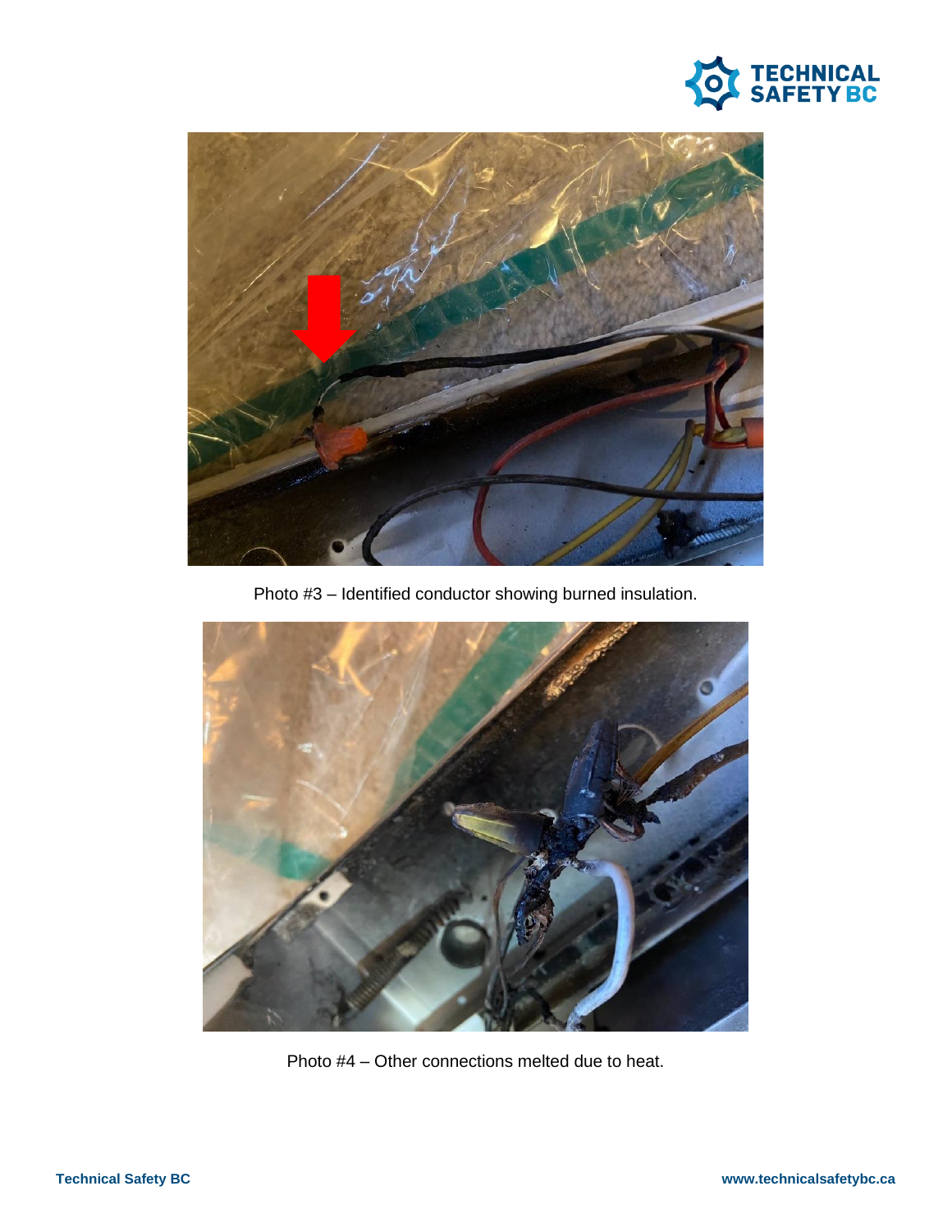Photo #3 – Identified conductor showing burned insulation.

Photo #4 – Other connections melted due to heat.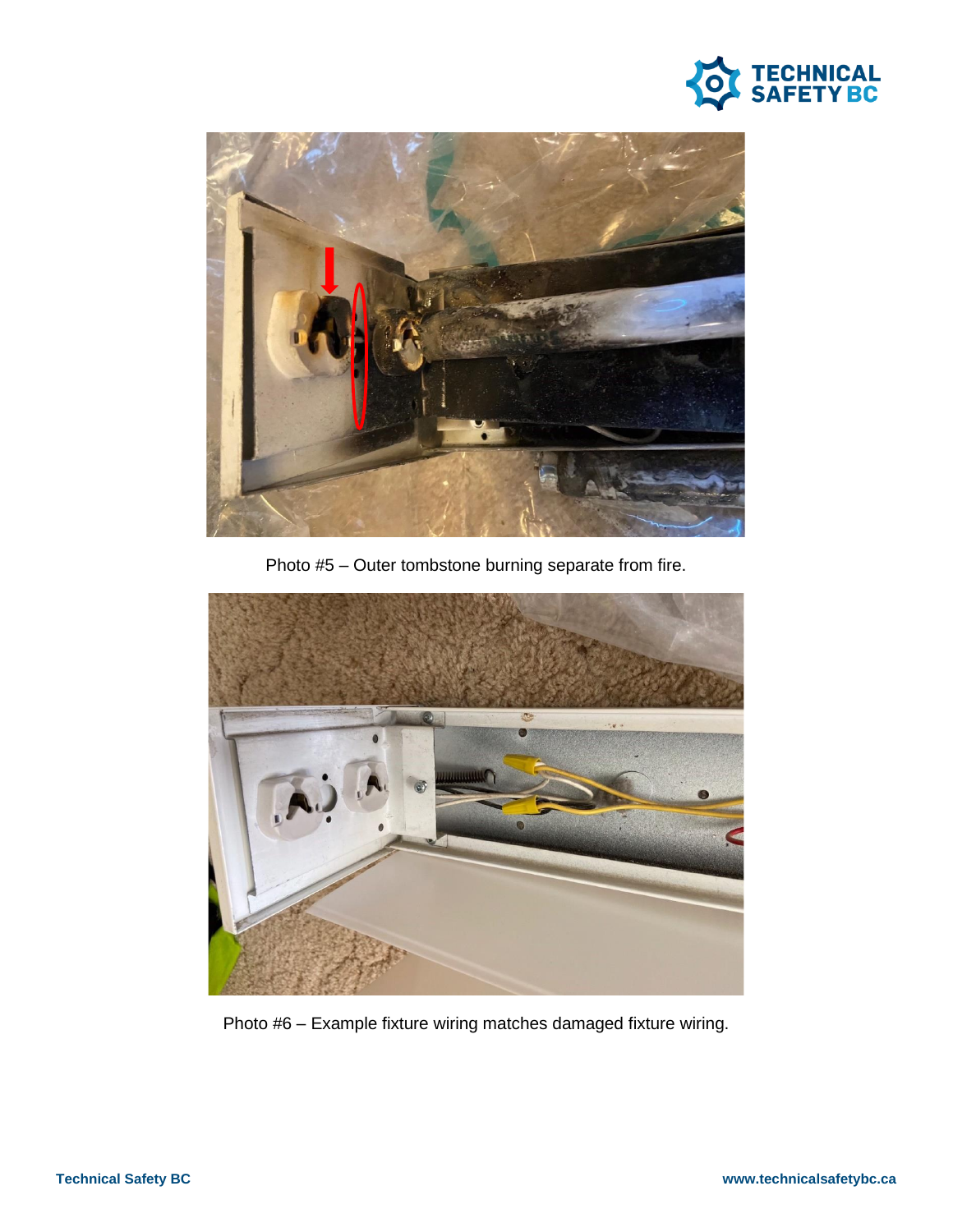Photo #5 – Outer tombstone burning separate from fire.

Photo #6 – Example fixture wiring matches damaged fixture wiring.